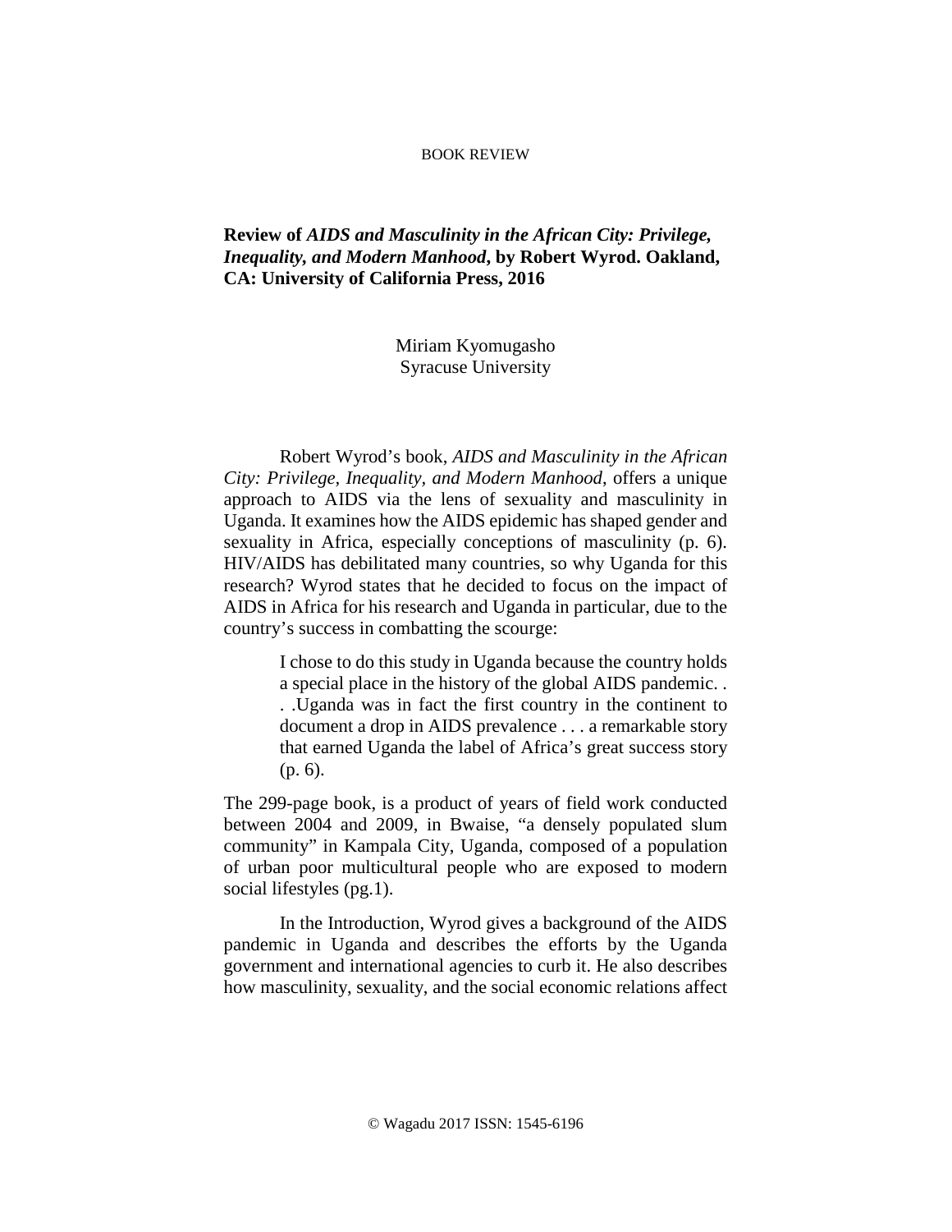BOOK REVIEW

# Review of *AIDS and Masculinity in the African City: Privilege, Inequality, and Modern Manhood*, by Robert Wyrod. Oakland, CA: University of California Press, 2016

Miriam Kyomugasho
Syracuse University

Robert Wyrod's book, *AIDS and Masculinity in the African City: Privilege, Inequality, and Modern Manhood*, offers a unique approach to AIDS via the lens of sexuality and masculinity in Uganda. It examines how the AIDS epidemic has shaped gender and sexuality in Africa, especially conceptions of masculinity (p. 6). HIV/AIDS has debilitated many countries, so why Uganda for this research? Wyrod states that he decided to focus on the impact of AIDS in Africa for his research and Uganda in particular, due to the country's success in combatting the scourge:

> I chose to do this study in Uganda because the country holds a special place in the history of the global AIDS pandemic. . . .Uganda was in fact the first country in the continent to document a drop in AIDS prevalence . . . a remarkable story that earned Uganda the label of Africa's great success story (p. 6).

The 299-page book, is a product of years of field work conducted between 2004 and 2009, in Bwaise, "a densely populated slum community" in Kampala City, Uganda, composed of a population of urban poor multicultural people who are exposed to modern social lifestyles (pg.1).

In the Introduction, Wyrod gives a background of the AIDS pandemic in Uganda and describes the efforts by the Uganda government and international agencies to curb it. He also describes how masculinity, sexuality, and the social economic relations affect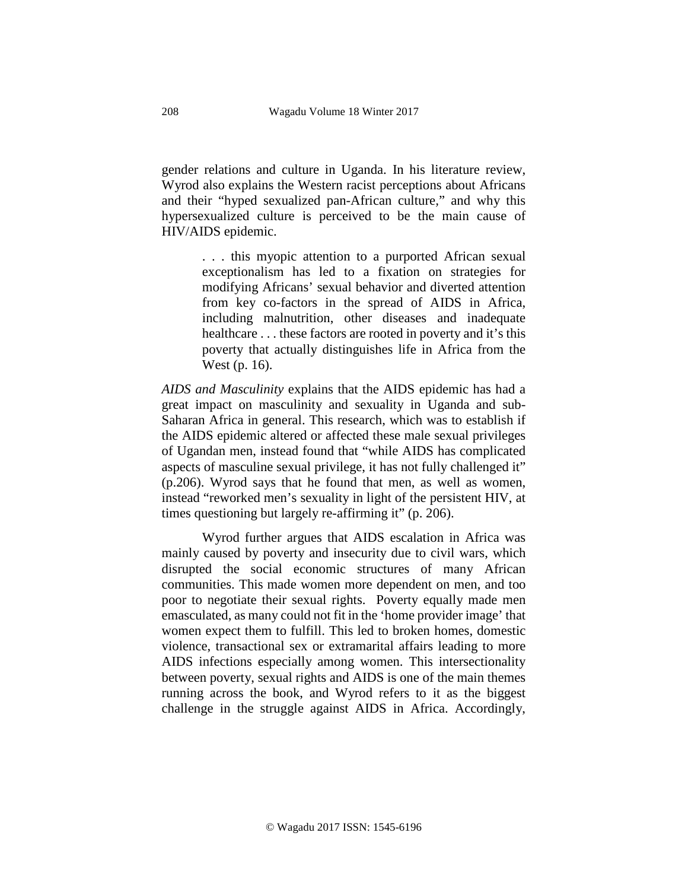gender relations and culture in Uganda. In his literature review, Wyrod also explains the Western racist perceptions about Africans and their "hyped sexualized pan-African culture," and why this hypersexualized culture is perceived to be the main cause of HIV/AIDS epidemic.

> . . . this myopic attention to a purported African sexual exceptionalism has led to a fixation on strategies for modifying Africans' sexual behavior and diverted attention from key co-factors in the spread of AIDS in Africa, including malnutrition, other diseases and inadequate healthcare . . . these factors are rooted in poverty and it's this poverty that actually distinguishes life in Africa from the West (p. 16).

*AIDS and Masculinity* explains that the AIDS epidemic has had a great impact on masculinity and sexuality in Uganda and sub-Saharan Africa in general. This research, which was to establish if the AIDS epidemic altered or affected these male sexual privileges of Ugandan men, instead found that "while AIDS has complicated aspects of masculine sexual privilege, it has not fully challenged it" (p.206). Wyrod says that he found that men, as well as women, instead "reworked men's sexuality in light of the persistent HIV, at times questioning but largely re-affirming it" (p. 206).

Wyrod further argues that AIDS escalation in Africa was mainly caused by poverty and insecurity due to civil wars, which disrupted the social economic structures of many African communities. This made women more dependent on men, and too poor to negotiate their sexual rights. Poverty equally made men emasculated, as many could not fit in the 'home provider image' that women expect them to fulfill. This led to broken homes, domestic violence, transactional sex or extramarital affairs leading to more AIDS infections especially among women. This intersectionality between poverty, sexual rights and AIDS is one of the main themes running across the book, and Wyrod refers to it as the biggest challenge in the struggle against AIDS in Africa. Accordingly,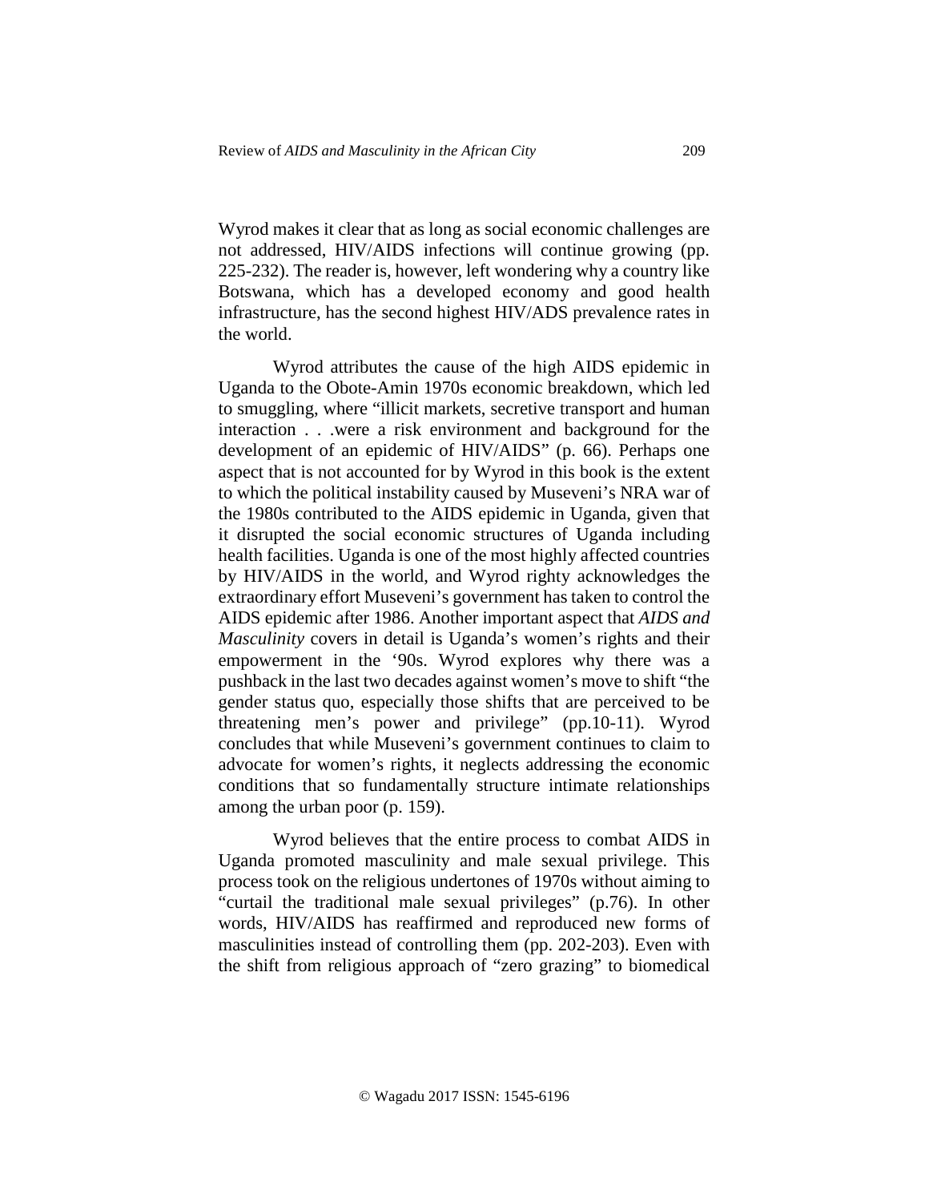Wyrod makes it clear that as long as social economic challenges are not addressed, HIV/AIDS infections will continue growing (pp. 225-232). The reader is, however, left wondering why a country like Botswana, which has a developed economy and good health infrastructure, has the second highest HIV/ADS prevalence rates in the world.

Wyrod attributes the cause of the high AIDS epidemic in Uganda to the Obote-Amin 1970s economic breakdown, which led to smuggling, where "illicit markets, secretive transport and human interaction . . .were a risk environment and background for the development of an epidemic of HIV/AIDS" (p. 66). Perhaps one aspect that is not accounted for by Wyrod in this book is the extent to which the political instability caused by Museveni's NRA war of the 1980s contributed to the AIDS epidemic in Uganda, given that it disrupted the social economic structures of Uganda including health facilities. Uganda is one of the most highly affected countries by HIV/AIDS in the world, and Wyrod righty acknowledges the extraordinary effort Museveni's government has taken to control the AIDS epidemic after 1986. Another important aspect that *AIDS and Masculinity* covers in detail is Uganda's women's rights and their empowerment in the '90s. Wyrod explores why there was a pushback in the last two decades against women's move to shift "the gender status quo, especially those shifts that are perceived to be threatening men's power and privilege" (pp.10-11). Wyrod concludes that while Museveni's government continues to claim to advocate for women's rights, it neglects addressing the economic conditions that so fundamentally structure intimate relationships among the urban poor (p. 159).

Wyrod believes that the entire process to combat AIDS in Uganda promoted masculinity and male sexual privilege. This process took on the religious undertones of 1970s without aiming to "curtail the traditional male sexual privileges" (p.76). In other words, HIV/AIDS has reaffirmed and reproduced new forms of masculinities instead of controlling them (pp. 202-203). Even with the shift from religious approach of "zero grazing" to biomedical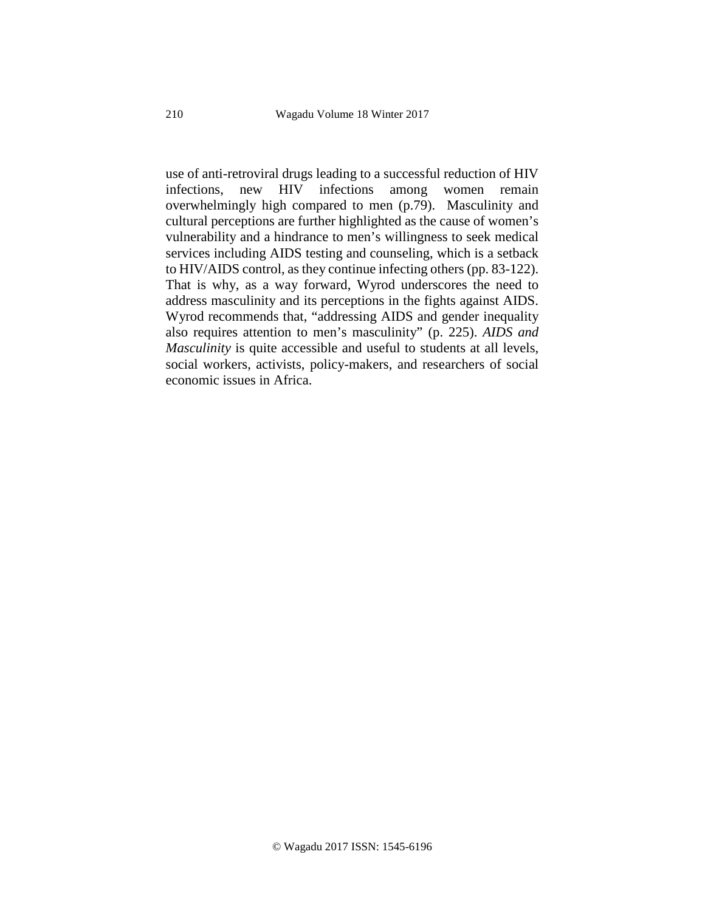use of anti-retroviral drugs leading to a successful reduction of HIV infections, new HIV infections among women remain overwhelmingly high compared to men (p.79). Masculinity and cultural perceptions are further highlighted as the cause of women's vulnerability and a hindrance to men's willingness to seek medical services including AIDS testing and counseling, which is a setback to HIV/AIDS control, as they continue infecting others (pp. 83-122). That is why, as a way forward, Wyrod underscores the need to address masculinity and its perceptions in the fights against AIDS. Wyrod recommends that, "addressing AIDS and gender inequality also requires attention to men's masculinity" (p. 225). *AIDS and Masculinity* is quite accessible and useful to students at all levels, social workers, activists, policy-makers, and researchers of social economic issues in Africa.